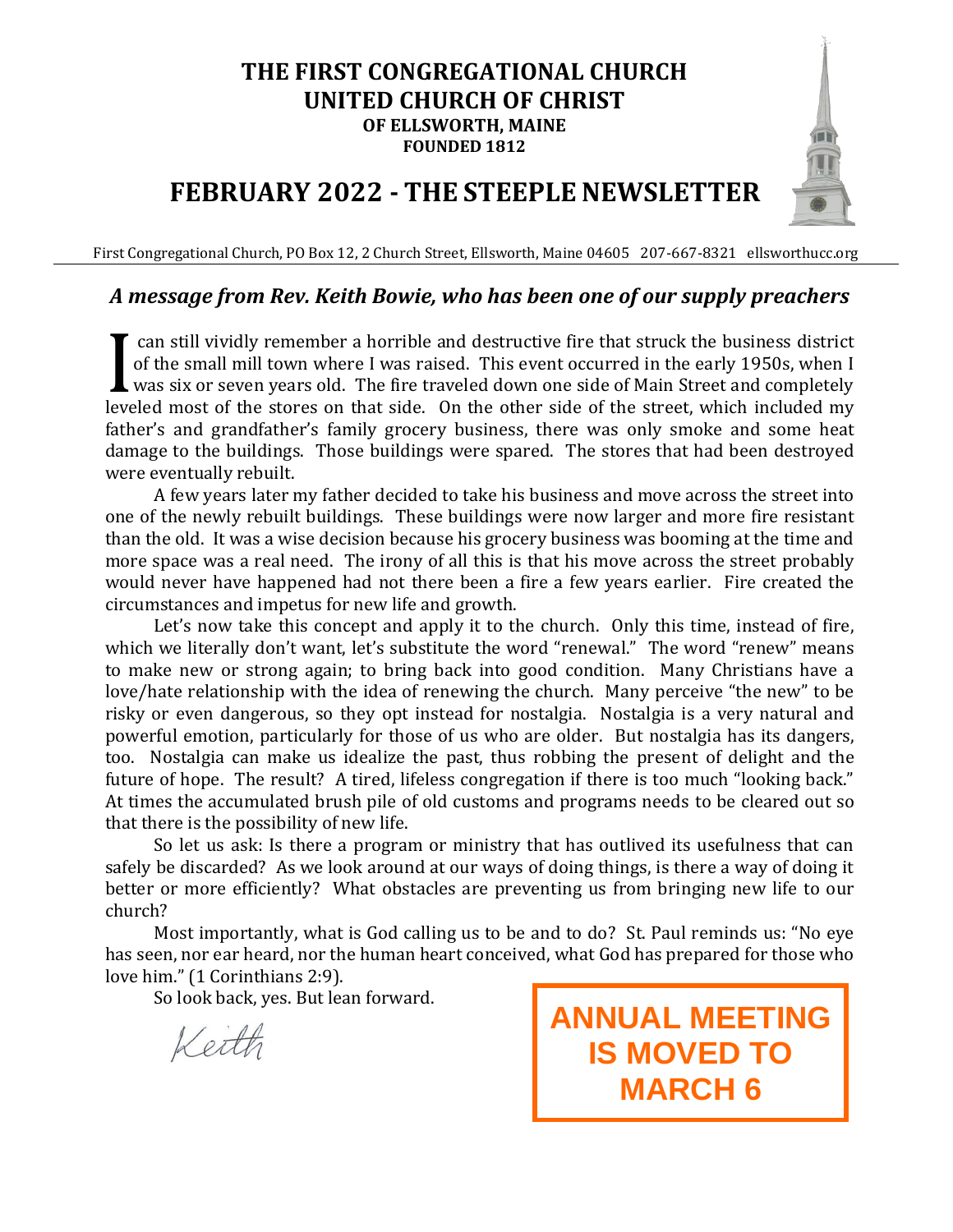# THE FIRST CONGREGATIONAL CHURCH
## UNITED CHURCH OF CHRIST
**OF ELLSWORTH, MAINE**
**FOUNDED 1812**

# FEBRUARY 2022 - THE STEEPLE NEWSLETTER

First Congregational Church, PO Box 12, 2 Church Street, Ellsworth, Maine 04605 207-667-8321 ellsworthucc.org

## *A message from Rev. Keith Bowie, who has been one of our supply preachers*

I can still vividly remember a horrible and destructive fire that struck the business district of the small mill town where I was raised. This event occurred in the early 1950s, when I was six or seven years old. The fire traveled down one side of Main Street and completely leveled most of the stores on that side. On the other side of the street, which included my father's and grandfather's family grocery business, there was only smoke and some heat damage to the buildings. Those buildings were spared. The stores that had been destroyed were eventually rebuilt.

A few years later my father decided to take his business and move across the street into one of the newly rebuilt buildings. These buildings were now larger and more fire resistant than the old. It was a wise decision because his grocery business was booming at the time and more space was a real need. The irony of all this is that his move across the street probably would never have happened had not there been a fire a few years earlier. Fire created the circumstances and impetus for new life and growth.

Let's now take this concept and apply it to the church. Only this time, instead of fire, which we literally don't want, let's substitute the word "renewal." The word "renew" means to make new or strong again; to bring back into good condition. Many Christians have a love/hate relationship with the idea of renewing the church. Many perceive "the new" to be risky or even dangerous, so they opt instead for nostalgia. Nostalgia is a very natural and powerful emotion, particularly for those of us who are older. But nostalgia has its dangers, too. Nostalgia can make us idealize the past, thus robbing the present of delight and the future of hope. The result? A tired, lifeless congregation if there is too much "looking back." At times the accumulated brush pile of old customs and programs needs to be cleared out so that there is the possibility of new life.

So let us ask: Is there a program or ministry that has outlived its usefulness that can safely be discarded? As we look around at our ways of doing things, is there a way of doing it better or more efficiently? What obstacles are preventing us from bringing new life to our church?

Most importantly, what is God calling us to be and to do? St. Paul reminds us: "No eye has seen, nor ear heard, nor the human heart conceived, what God has prepared for those who love him." (1 Corinthians 2:9).

So look back, yes. But lean forward.

*Keith*

**ANNUAL MEETING IS MOVED TO MARCH 6**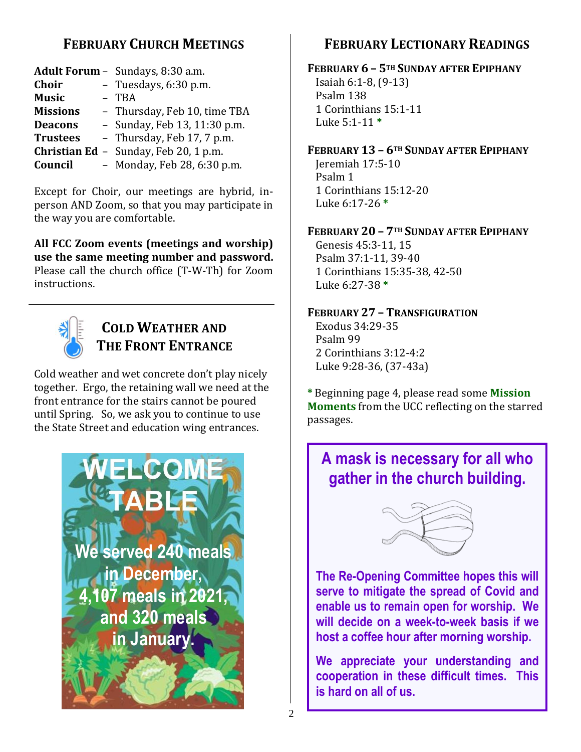## February Church Meetings

| | |
|---|---|
| **Adult Forum** | – Sundays, 8:30 a.m. |
| **Choir** | – Tuesdays, 6:30 p.m. |
| **Music** | – TBA |
| **Missions** | – Thursday, Feb 10, time TBA |
| **Deacons** | – Sunday, Feb 13, 11:30 p.m. |
| **Trustees** | – Thursday, Feb 17, 7 p.m. |
| **Christian Ed** | – Sunday, Feb 20, 1 p.m. |
| **Council** | – Monday, Feb 28, 6:30 p.m. |

Except for Choir, our meetings are hybrid, in-person AND Zoom, so that you may participate in the way you are comfortable.

**All FCC Zoom events (meetings and worship) use the same meeting number and password.** Please call the church office (T-W-Th) for Zoom instructions.

## Cold Weather and The Front Entrance

Cold weather and wet concrete don't play nicely together. Ergo, the retaining wall we need at the front entrance for the stairs cannot be poured until Spring. So, we ask you to continue to use the State Street and education wing entrances.

**WELCOME TABLE**

**We served 240 meals in December, 4,107 meals in 2021, and 320 meals in January.**

## February Lectionary Readings

**February 6 – 5th Sunday after Epiphany**
Isaiah 6:1-8, (9-13)
Psalm 138
1 Corinthians 15:1-11
Luke 5:1-11 *

**February 13 – 6th Sunday after Epiphany**
Jeremiah 17:5-10
Psalm 1
1 Corinthians 15:12-20
Luke 6:17-26 *

**February 20 – 7th Sunday after Epiphany**
Genesis 45:3-11, 15
Psalm 37:1-11, 39-40
1 Corinthians 15:35-38, 42-50
Luke 6:27-38 *

**February 27 – Transfiguration**
Exodus 34:29-35
Psalm 99
2 Corinthians 3:12-4:2
Luke 9:28-36, (37-43a)

* Beginning page 4, please read some **Mission Moments** from the UCC reflecting on the starred passages.

**A mask is necessary for all who gather in the church building.**

**The Re-Opening Committee hopes this will serve to mitigate the spread of Covid and enable us to remain open for worship. We will decide on a week-to-week basis if we host a coffee hour after morning worship.**

**We appreciate your understanding and cooperation in these difficult times. This is hard on all of us.**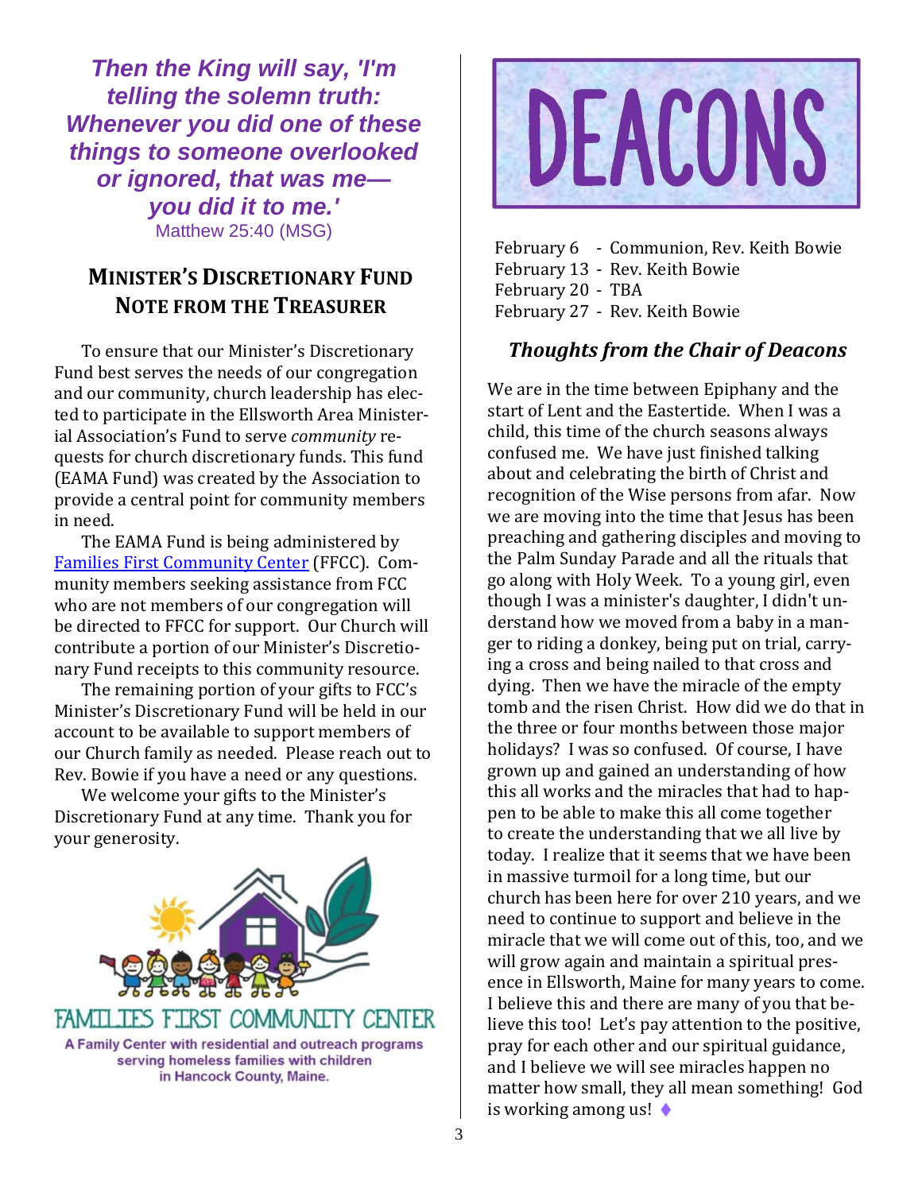*Then the King will say, 'I'm telling the solemn truth: Whenever you did one of these things to someone overlooked or ignored, that was me—you did it to me.'*

Matthew 25:40 (MSG)

## Minister's Discretionary Fund Note from the Treasurer

To ensure that our Minister's Discretionary Fund best serves the needs of our congregation and our community, church leadership has elected to participate in the Ellsworth Area Ministerial Association's Fund to serve *community* requests for church discretionary funds. This fund (EAMA Fund) was created by the Association to provide a central point for community members in need.

The EAMA Fund is being administered by Families First Community Center (FFCC). Community members seeking assistance from FCC who are not members of our congregation will be directed to FFCC for support. Our Church will contribute a portion of our Minister's Discretionary Fund receipts to this community resource.

The remaining portion of your gifts to FCC's Minister's Discretionary Fund will be held in our account to be available to support members of our Church family as needed. Please reach out to Rev. Bowie if you have a need or any questions.

We welcome your gifts to the Minister's Discretionary Fund at any time. Thank you for your generosity.

FAMILIES FIRST COMMUNITY CENTER

A Family Center with residential and outreach programs serving homeless families with children in Hancock County, Maine.

# DEACONS

February 6 - Communion, Rev. Keith Bowie
February 13 - Rev. Keith Bowie
February 20 - TBA
February 27 - Rev. Keith Bowie

### *Thoughts from the Chair of Deacons*

We are in the time between Epiphany and the start of Lent and the Eastertide. When I was a child, this time of the church seasons always confused me. We have just finished talking about and celebrating the birth of Christ and recognition of the Wise persons from afar. Now we are moving into the time that Jesus has been preaching and gathering disciples and moving to the Palm Sunday Parade and all the rituals that go along with Holy Week. To a young girl, even though I was a minister's daughter, I didn't understand how we moved from a baby in a manger to riding a donkey, being put on trial, carrying a cross and being nailed to that cross and dying. Then we have the miracle of the empty tomb and the risen Christ. How did we do that in the three or four months between those major holidays? I was so confused. Of course, I have grown up and gained an understanding of how this all works and the miracles that had to happen to be able to make this all come together to create the understanding that we all live by today. I realize that it seems that we have been in massive turmoil for a long time, but our church has been here for over 210 years, and we need to continue to support and believe in the miracle that we will come out of this, too, and we will grow again and maintain a spiritual presence in Ellsworth, Maine for many years to come. I believe this and there are many of you that believe this too! Let's pay attention to the positive, pray for each other and our spiritual guidance, and I believe we will see miracles happen no matter how small, they all mean something! God is working among us! ♦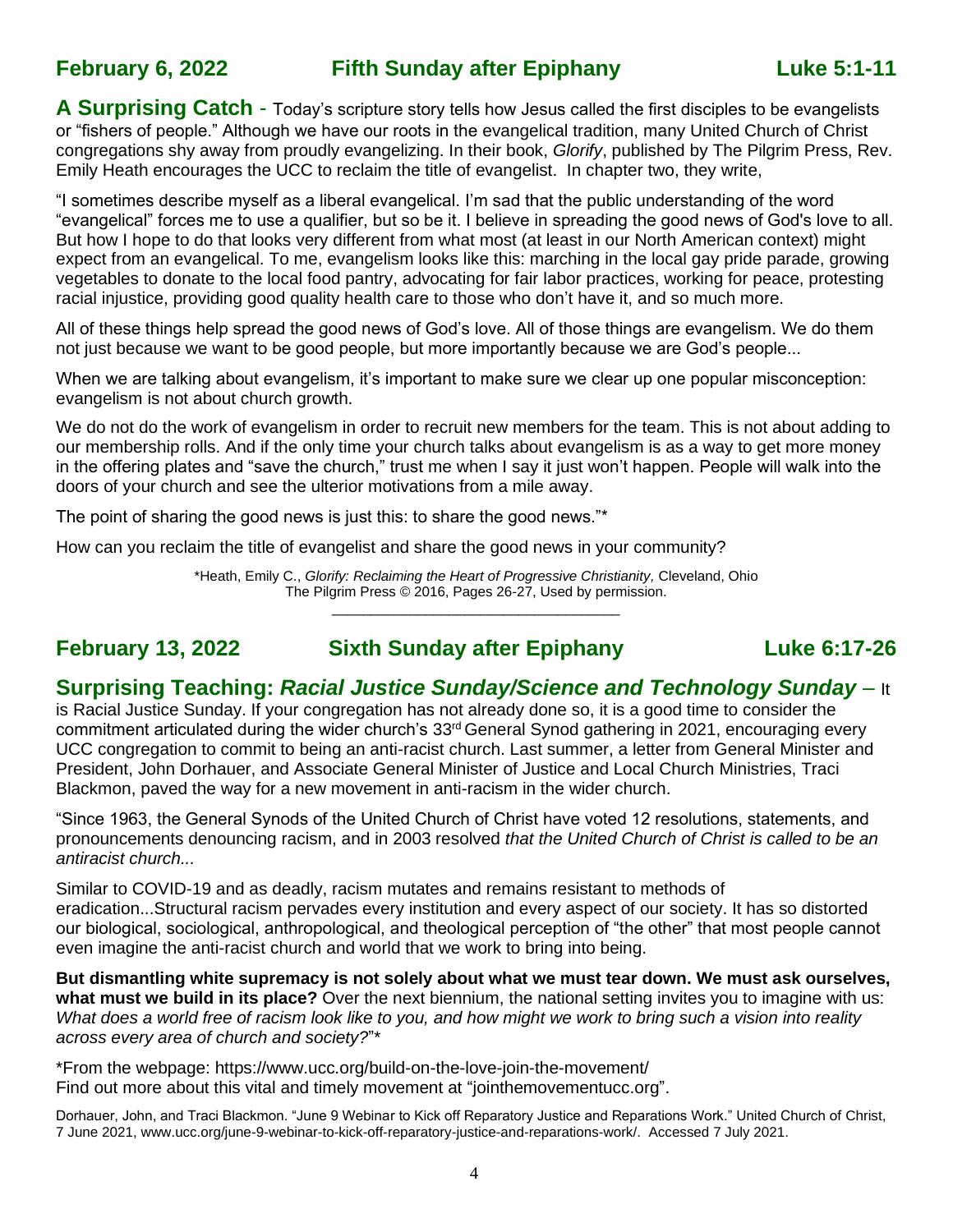## February 6, 2022 — Fifth Sunday after Epiphany — Luke 5:1-11

**A Surprising Catch** - Today's scripture story tells how Jesus called the first disciples to be evangelists or "fishers of people." Although we have our roots in the evangelical tradition, many United Church of Christ congregations shy away from proudly evangelizing. In their book, *Glorify*, published by The Pilgrim Press, Rev. Emily Heath encourages the UCC to reclaim the title of evangelist. In chapter two, they write,

"I sometimes describe myself as a liberal evangelical. I'm sad that the public understanding of the word "evangelical" forces me to use a qualifier, but so be it. I believe in spreading the good news of God's love to all. But how I hope to do that looks very different from what most (at least in our North American context) might expect from an evangelical. To me, evangelism looks like this: marching in the local gay pride parade, growing vegetables to donate to the local food pantry, advocating for fair labor practices, working for peace, protesting racial injustice, providing good quality health care to those who don't have it, and so much more.

All of these things help spread the good news of God's love. All of those things are evangelism. We do them not just because we want to be good people, but more importantly because we are God's people...

When we are talking about evangelism, it's important to make sure we clear up one popular misconception: evangelism is not about church growth.

We do not do the work of evangelism in order to recruit new members for the team. This is not about adding to our membership rolls. And if the only time your church talks about evangelism is as a way to get more money in the offering plates and "save the church," trust me when I say it just won't happen. People will walk into the doors of your church and see the ulterior motivations from a mile away.

The point of sharing the good news is just this: to share the good news."*

How can you reclaim the title of evangelist and share the good news in your community?

*Heath, Emily C., *Glorify: Reclaiming the Heart of Progressive Christianity,* Cleveland, Ohio The Pilgrim Press © 2016, Pages 26-27, Used by permission.

---

## February 13, 2022 — Sixth Sunday after Epiphany — Luke 6:17-26

**Surprising Teaching: *Racial Justice Sunday/Science and Technology Sunday*** – It is Racial Justice Sunday. If your congregation has not already done so, it is a good time to consider the commitment articulated during the wider church's 33rd General Synod gathering in 2021, encouraging every UCC congregation to commit to being an anti-racist church. Last summer, a letter from General Minister and President, John Dorhauer, and Associate General Minister of Justice and Local Church Ministries, Traci Blackmon, paved the way for a new movement in anti-racism in the wider church.

"Since 1963, the General Synods of the United Church of Christ have voted 12 resolutions, statements, and pronouncements denouncing racism, and in 2003 resolved *that the United Church of Christ is called to be an antiracist church...*

Similar to COVID-19 and as deadly, racism mutates and remains resistant to methods of eradication...Structural racism pervades every institution and every aspect of our society. It has so distorted our biological, sociological, anthropological, and theological perception of "the other" that most people cannot even imagine the anti-racist church and world that we work to bring into being.

**But dismantling white supremacy is not solely about what we must tear down. We must ask ourselves, what must we build in its place?** Over the next biennium, the national setting invites you to imagine with us: *What does a world free of racism look like to you, and how might we work to bring such a vision into reality across every area of church and society?*"*

*From the webpage: https://www.ucc.org/build-on-the-love-join-the-movement/
Find out more about this vital and timely movement at "jointhemovementucc.org".

Dorhauer, John, and Traci Blackmon. "June 9 Webinar to Kick off Reparatory Justice and Reparations Work." United Church of Christ, 7 June 2021, www.ucc.org/june-9-webinar-to-kick-off-reparatory-justice-and-reparations-work/. Accessed 7 July 2021.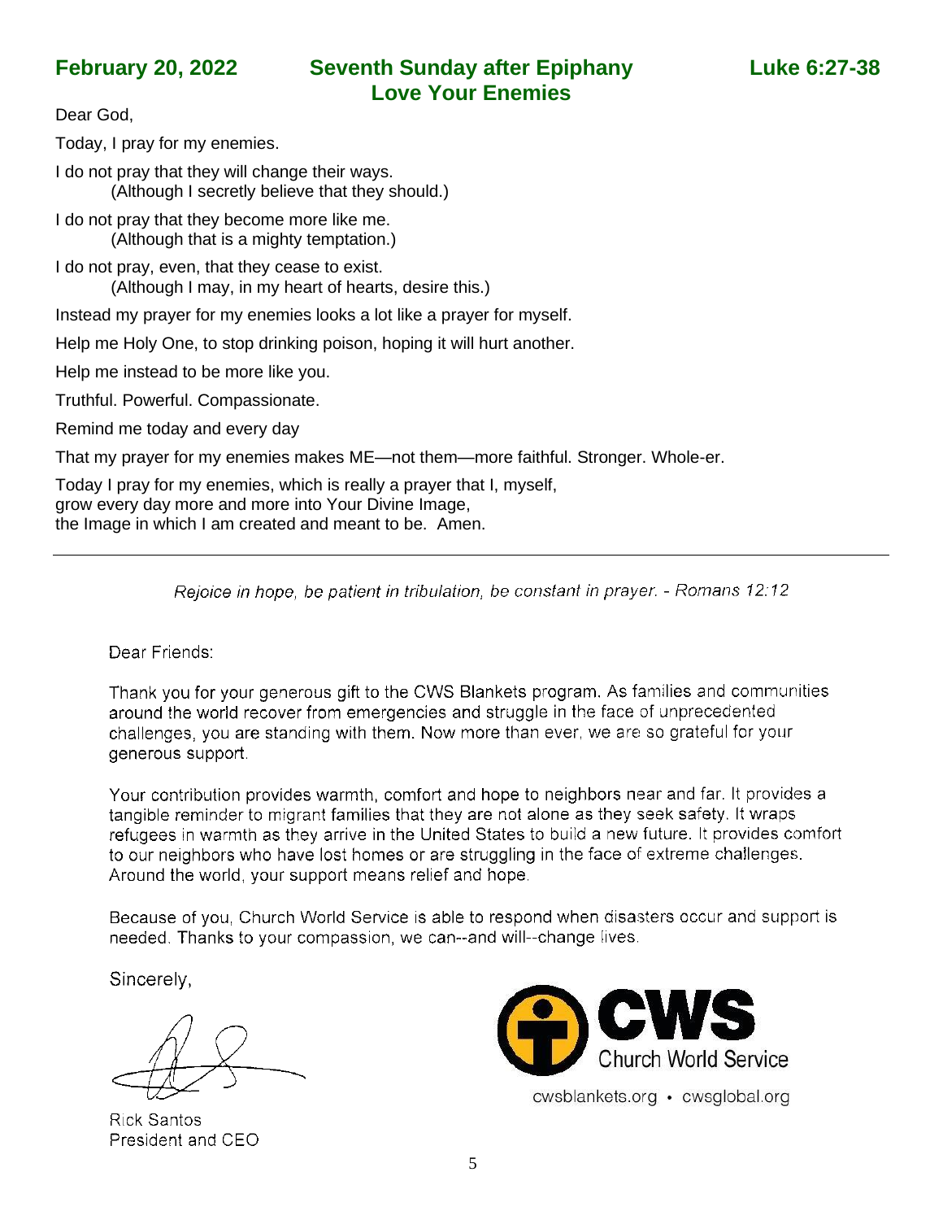## February 20, 2022 — Seventh Sunday after Epiphany — Luke 6:27-38

## Love Your Enemies

Dear God,

Today, I pray for my enemies.

I do not pray that they will change their ways.
(Although I secretly believe that they should.)

I do not pray that they become more like me.
(Although that is a mighty temptation.)

I do not pray, even, that they cease to exist.
(Although I may, in my heart of hearts, desire this.)

Instead my prayer for my enemies looks a lot like a prayer for myself.

Help me Holy One, to stop drinking poison, hoping it will hurt another.

Help me instead to be more like you.

Truthful. Powerful. Compassionate.

Remind me today and every day

That my prayer for my enemies makes ME—not them—more faithful. Stronger. Whole-er.

Today I pray for my enemies, which is really a prayer that I, myself,
grow every day more and more into Your Divine Image,
the Image in which I am created and meant to be. Amen.

---

*Rejoice in hope, be patient in tribulation, be constant in prayer. - Romans 12:12*

Dear Friends:

Thank you for your generous gift to the CWS Blankets program. As families and communities around the world recover from emergencies and struggle in the face of unprecedented challenges, you are standing with them. Now more than ever, we are so grateful for your generous support.

Your contribution provides warmth, comfort and hope to neighbors near and far. It provides a tangible reminder to migrant families that they are not alone as they seek safety. It wraps refugees in warmth as they arrive in the United States to build a new future. It provides comfort to our neighbors who have lost homes or are struggling in the face of extreme challenges. Around the world, your support means relief and hope.

Because of you, Church World Service is able to respond when disasters occur and support is needed. Thanks to your compassion, we can--and will--change lives.

Sincerely,

Rick Santos
President and CEO

CWS Church World Service

cwsblankets.org • cwsglobal.org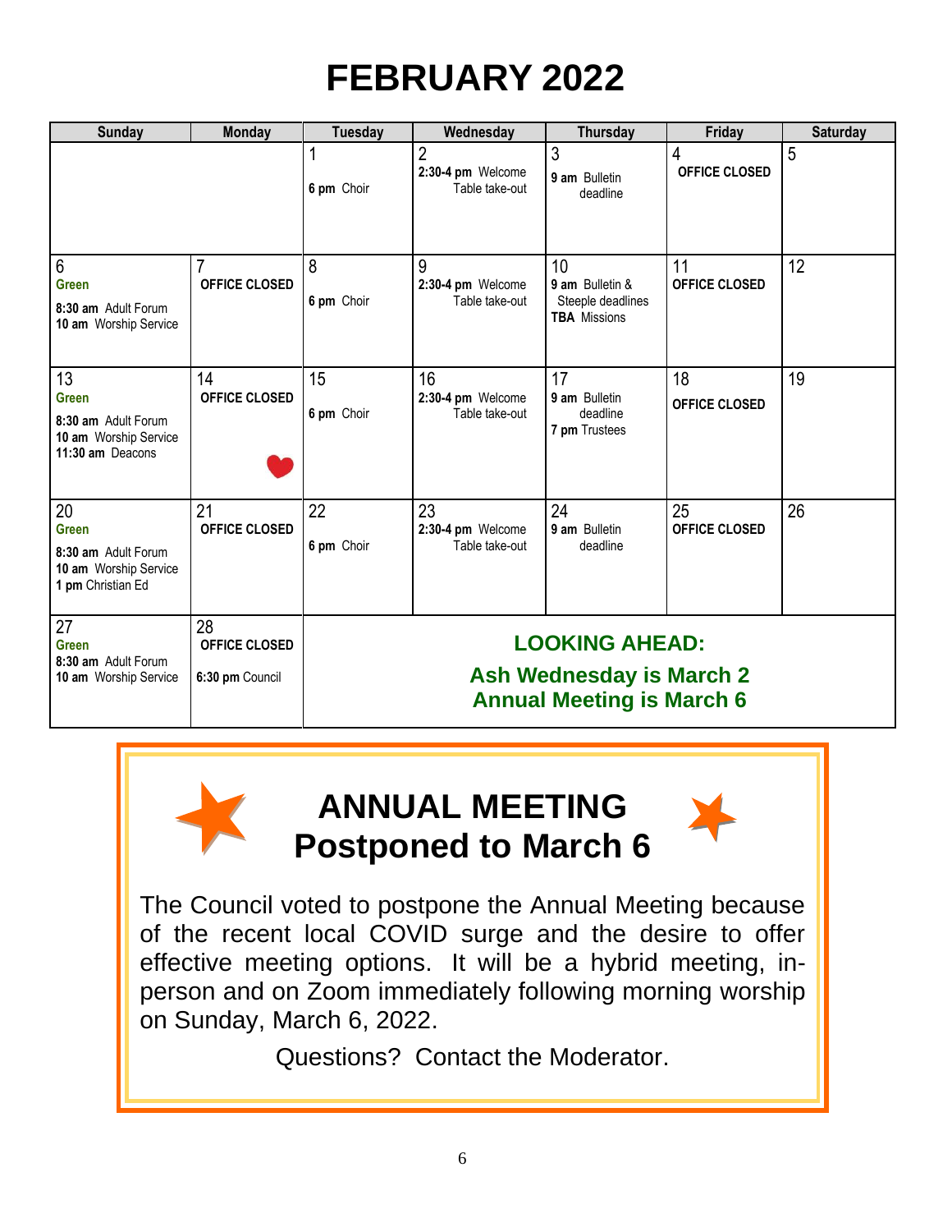# FEBRUARY 2022

| Sunday | Monday | Tuesday | Wednesday | Thursday | Friday | Saturday |
|---|---|---|---|---|---|---|
| | | 1<br>**6 pm** Choir | 2<br>**2:30-4 pm** Welcome Table take-out | 3<br>**9 am** Bulletin deadline | 4<br>**OFFICE CLOSED** | 5 |
| 6<br>**Green**<br>**8:30 am** Adult Forum<br>**10 am** Worship Service | 7<br>**OFFICE CLOSED** | 8<br>**6 pm** Choir | 9<br>**2:30-4 pm** Welcome Table take-out | 10<br>**9 am** Bulletin & Steeple deadlines<br>**TBA** Missions | 11<br>**OFFICE CLOSED** | 12 |
| 13<br>**Green**<br>**8:30 am** Adult Forum<br>**10 am** Worship Service<br>**11:30 am** Deacons | 14<br>**OFFICE CLOSED** | 15<br>**6 pm** Choir | 16<br>**2:30-4 pm** Welcome Table take-out | 17<br>**9 am** Bulletin deadline<br>**7 pm** Trustees | 18<br>**OFFICE CLOSED** | 19 |
| 20<br>**Green**<br>**8:30 am** Adult Forum<br>**10 am** Worship Service<br>**1 pm** Christian Ed | 21<br>**OFFICE CLOSED** | 22<br>**6 pm** Choir | 23<br>**2:30-4 pm** Welcome Table take-out | 24<br>**9 am** Bulletin deadline | 25<br>**OFFICE CLOSED** | 26 |
| 27<br>**Green**<br>**8:30 am** Adult Forum<br>**10 am** Worship Service | 28<br>**OFFICE CLOSED**<br>**6:30 pm** Council | **LOOKING AHEAD:**<br>**Ash Wednesday is March 2**<br>**Annual Meeting is March 6** | | | | |

## ANNUAL MEETING
## Postponed to March 6

The Council voted to postpone the Annual Meeting because of the recent local COVID surge and the desire to offer effective meeting options. It will be a hybrid meeting, in-person and on Zoom immediately following morning worship on Sunday, March 6, 2022.

Questions? Contact the Moderator.